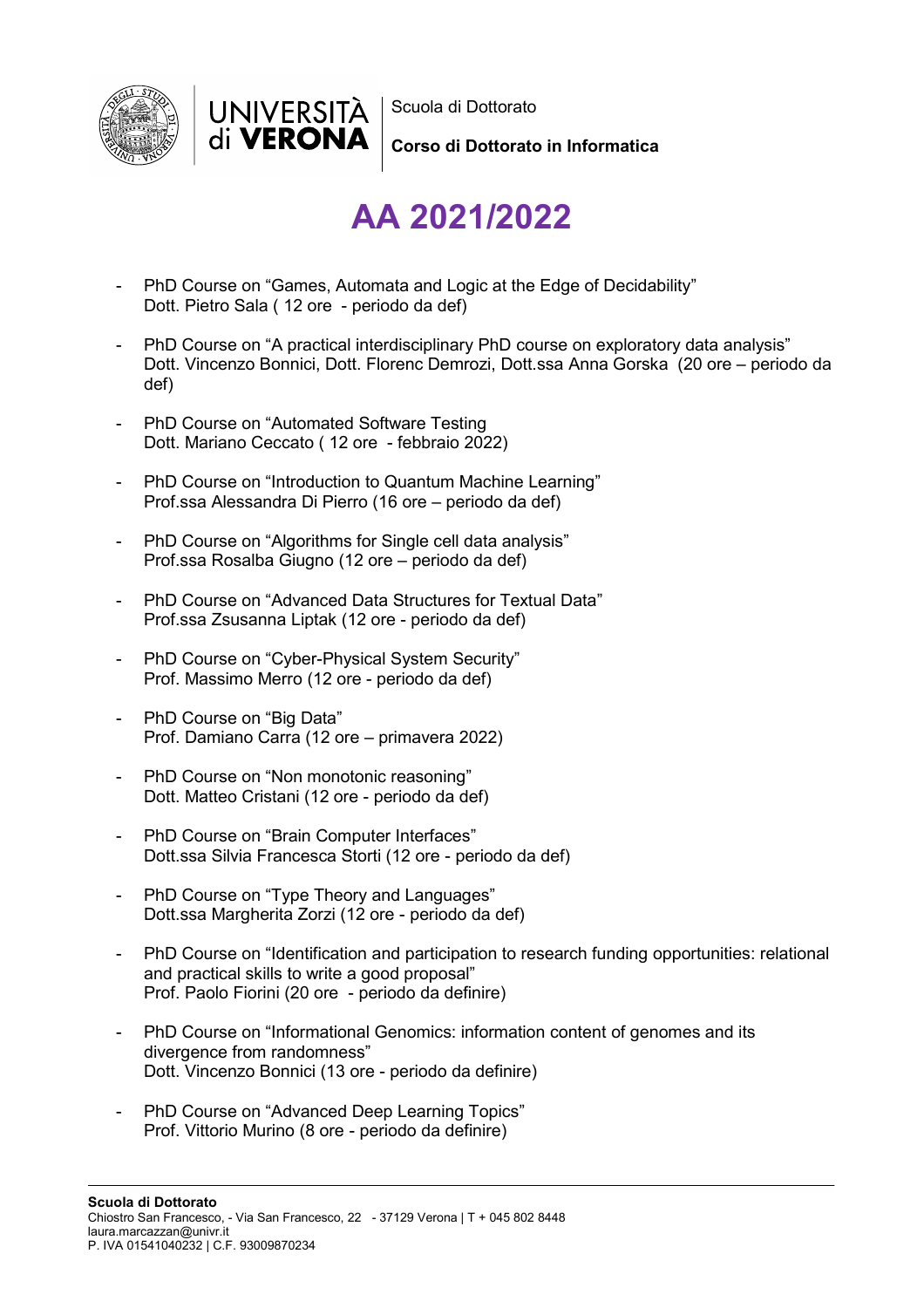Scuola di Dottorato

**Corso di Dottorato in Informatica**

# AA 2021/2022

- PhD Course on "Games, Automata and Logic at the Edge of Decidability"
  Dott. Pietro Sala ( 12 ore - periodo da def)

- PhD Course on "A practical interdisciplinary PhD course on exploratory data analysis"
  Dott. Vincenzo Bonnici, Dott. Florenc Demrozi, Dott.ssa Anna Gorska (20 ore – periodo da def)

- PhD Course on "Automated Software Testing
  Dott. Mariano Ceccato ( 12 ore - febbraio 2022)

- PhD Course on "Introduction to Quantum Machine Learning"
  Prof.ssa Alessandra Di Pierro (16 ore – periodo da def)

- PhD Course on "Algorithms for Single cell data analysis"
  Prof.ssa Rosalba Giugno (12 ore – periodo da def)

- PhD Course on "Advanced Data Structures for Textual Data"
  Prof.ssa Zsusanna Liptak (12 ore - periodo da def)

- PhD Course on "Cyber-Physical System Security"
  Prof. Massimo Merro (12 ore - periodo da def)

- PhD Course on "Big Data"
  Prof. Damiano Carra (12 ore – primavera 2022)

- PhD Course on "Non monotonic reasoning"
  Dott. Matteo Cristani (12 ore - periodo da def)

- PhD Course on "Brain Computer Interfaces"
  Dott.ssa Silvia Francesca Storti (12 ore - periodo da def)

- PhD Course on "Type Theory and Languages"
  Dott.ssa Margherita Zorzi (12 ore - periodo da def)

- PhD Course on "Identification and participation to research funding opportunities: relational and practical skills to write a good proposal"
  Prof. Paolo Fiorini (20 ore - periodo da definire)

- PhD Course on "Informational Genomics: information content of genomes and its divergence from randomness"
  Dott. Vincenzo Bonnici (13 ore - periodo da definire)

- PhD Course on "Advanced Deep Learning Topics"
  Prof. Vittorio Murino (8 ore - periodo da definire)

**Scuola di Dottorato**
Chiostro San Francesco, - Via San Francesco, 22 - 37129 Verona | T + 045 802 8448
laura.marcazzan@univr.it
P. IVA 01541040232 | C.F. 93009870234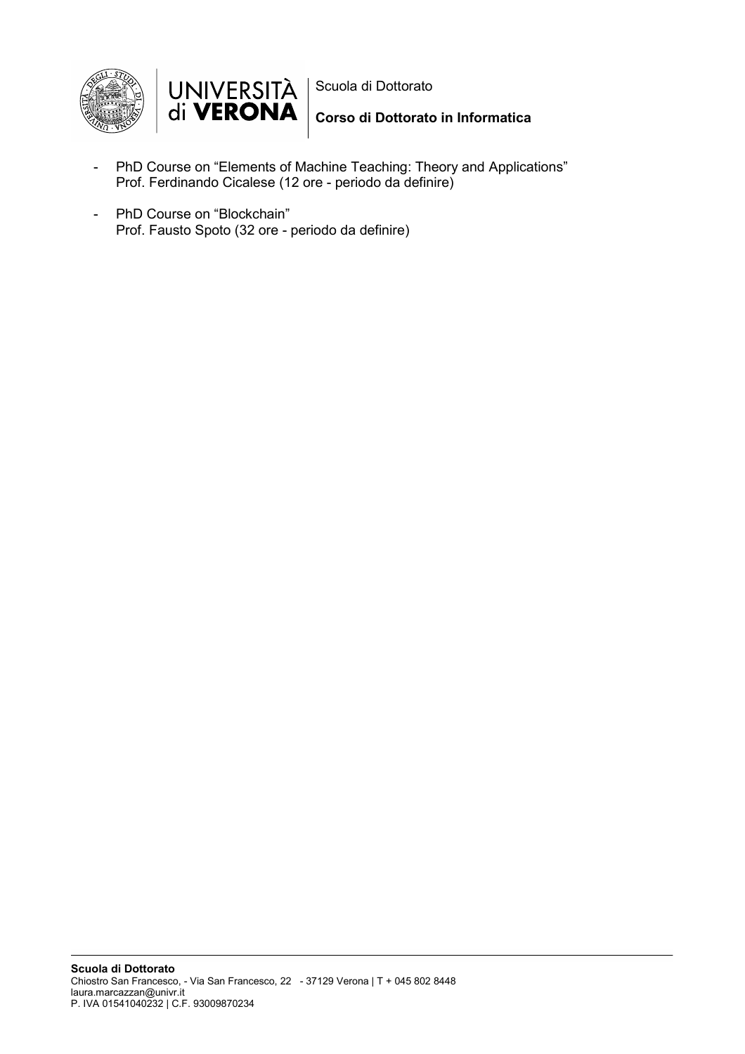- PhD Course on "Elements of Machine Teaching: Theory and Applications"
  Prof. Ferdinando Cicalese (12 ore - periodo da definire)

- PhD Course on "Blockchain"
  Prof. Fausto Spoto (32 ore - periodo da definire)